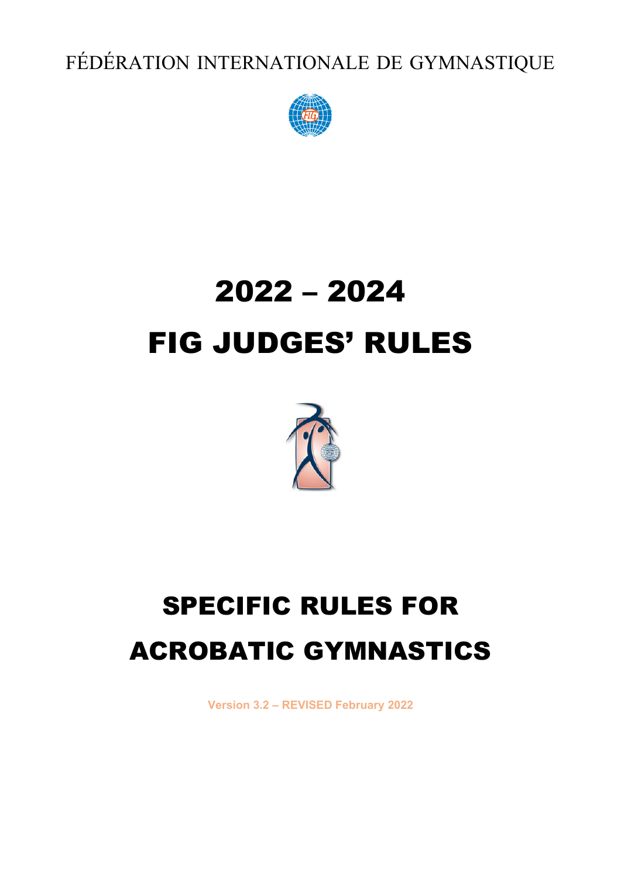FÉDÉRATION INTERNATIONALE DE GYMNASTIQUE

# 2022 – 2024

# FIG JUDGES' RULES

# SPECIFIC RULES FOR ACROBATIC GYMNASTICS

Version 3.2 – REVISED February 2022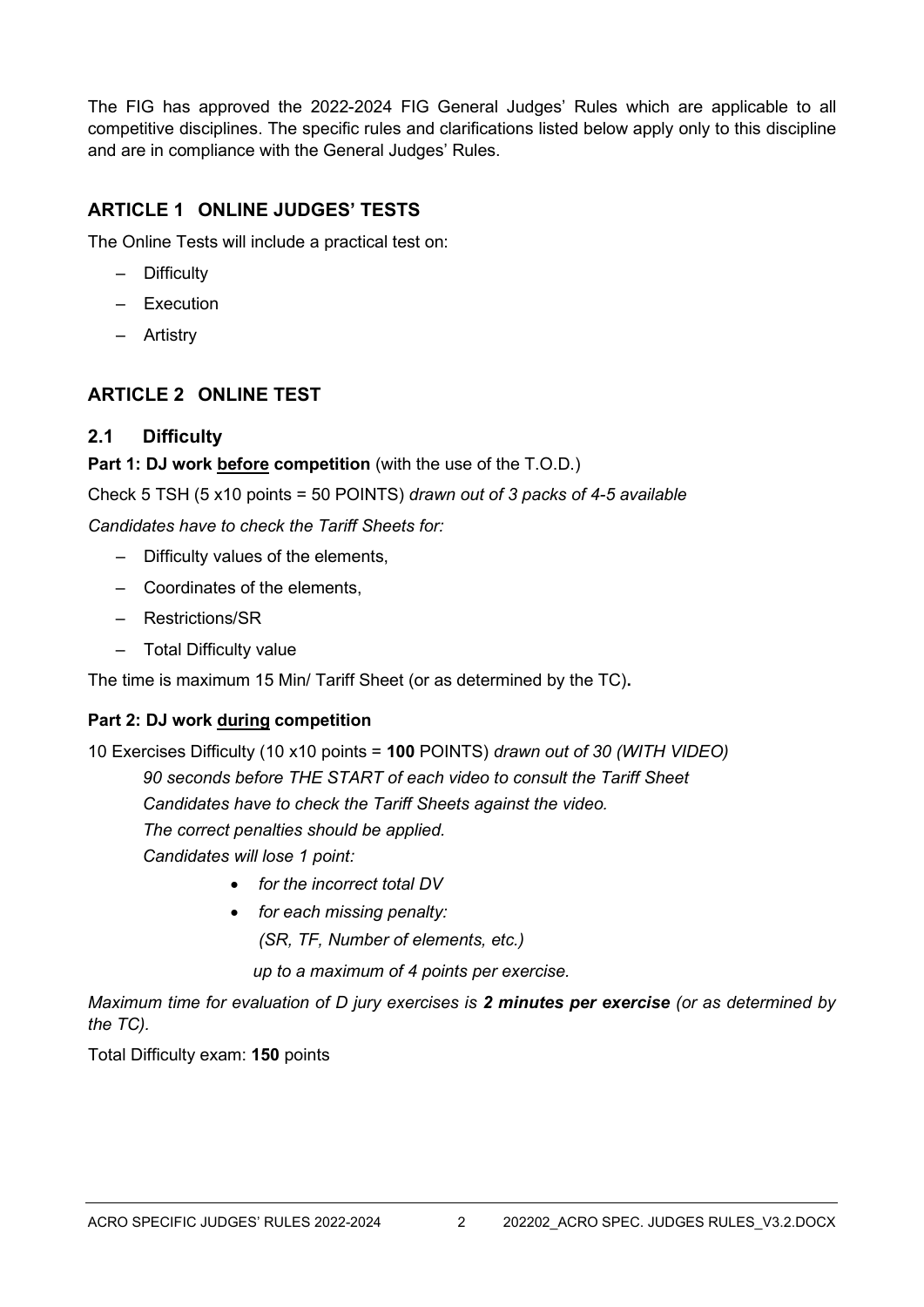The FIG has approved the 2022-2024 FIG General Judges' Rules which are applicable to all competitive disciplines. The specific rules and clarifications listed below apply only to this discipline and are in compliance with the General Judges' Rules.

## ARTICLE 1 ONLINE JUDGES' TESTS

The Online Tests will include a practical test on:

- Difficulty
- Execution
- Artistry

## ARTICLE 2 ONLINE TEST

### 2.1 Difficulty

**Part 1: DJ work <u>before</u> competition** (with the use of the T.O.D.)

Check 5 TSH (5 x10 points = 50 POINTS) *drawn out of 3 packs of 4-5 available*

*Candidates have to check the Tariff Sheets for:*

- Difficulty values of the elements,
- Coordinates of the elements,
- Restrictions/SR
- Total Difficulty value

The time is maximum 15 Min/ Tariff Sheet (or as determined by the TC)**.**

**Part 2: DJ work <u>during</u> competition**

10 Exercises Difficulty (10 x10 points = **100** POINTS) *drawn out of 30 (WITH VIDEO)*

*90 seconds before THE START of each video to consult the Tariff Sheet*

*Candidates have to check the Tariff Sheets against the video.*

*The correct penalties should be applied.*

*Candidates will lose 1 point:*

- *for the incorrect total DV*
- *for each missing penalty:*
  *(SR, TF, Number of elements, etc.)*

*up to a maximum of 4 points per exercise.*

*Maximum time for evaluation of D jury exercises is **2 minutes per exercise** (or as determined by the TC).*

Total Difficulty exam: **150** points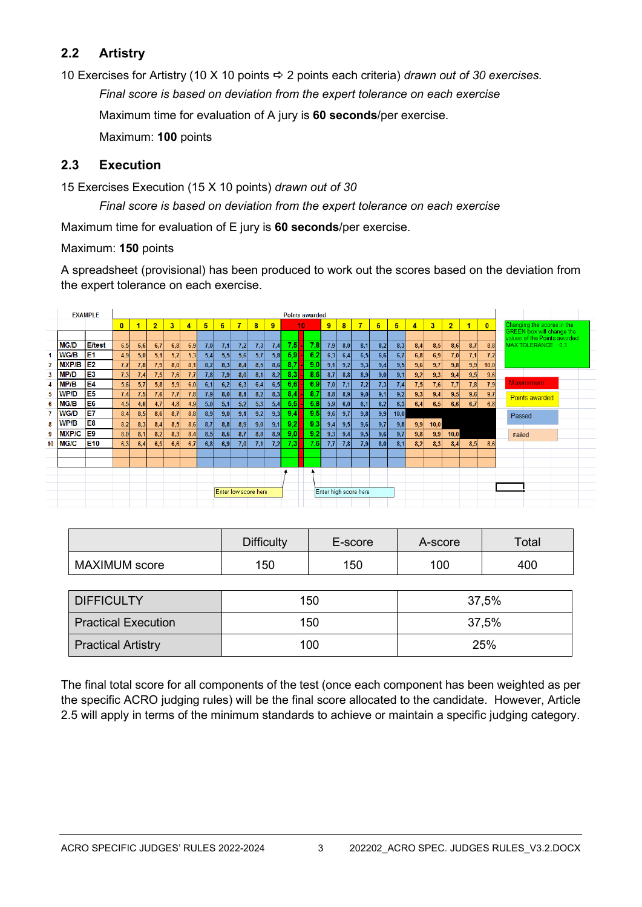### 2.2 Artistry

10 Exercises for Artistry (10 X 10 points ⇨ 2 points each criteria) *drawn out of 30 exercises.*

*Final score is based on deviation from the expert tolerance on each exercise*

Maximum time for evaluation of A jury is **60 seconds**/per exercise.

Maximum: **100** points

### 2.3 Execution

15 Exercises Execution (15 X 10 points) *drawn out of 30*

*Final score is based on deviation from the expert tolerance on each exercise*

Maximum time for evaluation of E jury is **60 seconds**/per exercise.

Maximum: **150** points

A spreadsheet (provisional) has been produced to work out the scores based on the deviation from the expert tolerance on each exercise.

EXAMPLE — Points awarded

| | | | 0 | 1 | 2 | 3 | 4 | 5 | 6 | 7 | 8 | 9 | 10 | | 10 | 9 | 8 | 7 | 6 | 5 | 4 | 3 | 2 | 1 | 0 |
|---|---|---|---|---|---|---|---|---|---|---|---|---|---|---|---|---|---|---|---|---|---|---|---|---|---|
| | MG/D | E/test | 6,5 | 6,6 | 6,7 | 6,8 | 6,9 | 7,0 | 7,1 | 7,2 | 7,3 | 7,4 | 7,5 | | 7,8 | 7,9 | 8,0 | 8,1 | 8,2 | 8,3 | 8,4 | 8,5 | 8,6 | 8,7 | 8,8 |
| 1 | WG/B | E1 | 4,9 | 5,0 | 5,1 | 5,2 | 5,3 | 5,4 | 5,5 | 5,6 | 5,7 | 5,8 | 5,9 | | 6,2 | 6,3 | 6,4 | 6,5 | 6,6 | 6,7 | 6,8 | 6,9 | 7,0 | 7,1 | 7,2 |
| 2 | MXP/B | E2 | 7,7 | 7,8 | 7,9 | 8,0 | 8,1 | 8,2 | 8,3 | 8,4 | 8,5 | 8,6 | 8,7 | | 9,0 | 9,1 | 9,2 | 9,3 | 9,4 | 9,5 | 9,6 | 9,7 | 9,8 | 9,9 | 10,0 |
| 3 | MP/D | E3 | 7,3 | 7,4 | 7,5 | 7,6 | 7,7 | 7,8 | 7,9 | 8,0 | 8,1 | 8,2 | 8,3 | | 8,6 | 8,7 | 8,8 | 8,9 | 9,0 | 9,1 | 9,2 | 9,3 | 9,4 | 9,5 | 9,6 |
| 4 | MP/B | E4 | 5,6 | 5,7 | 5,8 | 5,9 | 6,0 | 6,1 | 6,2 | 6,3 | 6,4 | 6,5 | 6,6 | | 6,9 | 7,0 | 7,1 | 7,2 | 7,3 | 7,4 | 7,5 | 7,6 | 7,7 | 7,8 | 7,9 |
| 5 | WP/D | E5 | 7,4 | 7,5 | 7,6 | 7,7 | 7,8 | 7,9 | 8,0 | 8,1 | 8,2 | 8,3 | 8,4 | | 8,7 | 8,8 | 8,9 | 9,0 | 9,1 | 9,2 | 9,3 | 9,4 | 9,5 | 9,6 | 9,7 |
| 6 | MG/B | E6 | 4,5 | 4,6 | 4,7 | 4,8 | 4,9 | 5,0 | 5,1 | 5,2 | 5,3 | 5,4 | 5,5 | | 5,8 | 5,9 | 6,0 | 6,1 | 6,2 | 6,3 | 6,4 | 6,5 | 6,6 | 6,7 | 6,8 |
| 7 | WG/D | E7 | 8,4 | 8,5 | 8,6 | 8,7 | 8,8 | 8,9 | 9,0 | 9,1 | 9,2 | 9,3 | 9,4 | | 9,5 | 9,6 | 9,7 | 9,8 | 9,9 | 10,0 | | | | | |
| 8 | WP/B | E8 | 8,2 | 8,3 | 8,4 | 8,5 | 8,6 | 8,7 | 8,8 | 8,9 | 9,0 | 9,1 | 9,2 | | 9,3 | 9,4 | 9,5 | 9,6 | 9,7 | 9,8 | 9,9 | 10,0 | | | |
| 9 | MXP/C | E9 | 8,0 | 8,1 | 8,2 | 8,3 | 8,4 | 8,5 | 8,6 | 8,7 | 8,8 | 8,9 | 9,0 | | 9,2 | 9,3 | 9,4 | 9,5 | 9,6 | 9,7 | 9,8 | 9,9 | 10,0 | | |
| 10 | MG/C | E10 | 6,3 | 6,4 | 6,5 | 6,6 | 6,7 | 6,8 | 6,9 | 7,0 | 7,1 | 7,2 | 7,3 | | 7,6 | 7,7 | 7,8 | 7,9 | 8,0 | 8,1 | 8,2 | 8,3 | 8,4 | 8,5 | 8,6 |

Enter low score here — Enter high score here

Changing the scores in the GREEN box will change the values of the Points awarded MAX TOLERANCE : 0,3

Maximum — Points awarded — Passed — Failed

| | Difficulty | E-score | A-score | Total |
|---|---|---|---|---|
| MAXIMUM score | 150 | 150 | 100 | 400 |

| | | |
|---|---|---|
| DIFFICULTY | 150 | 37,5% |
| Practical Execution | 150 | 37,5% |
| Practical Artistry | 100 | 25% |

The final total score for all components of the test (once each component has been weighted as per the specific ACRO judging rules) will be the final score allocated to the candidate. However, Article 2.5 will apply in terms of the minimum standards to achieve or maintain a specific judging category.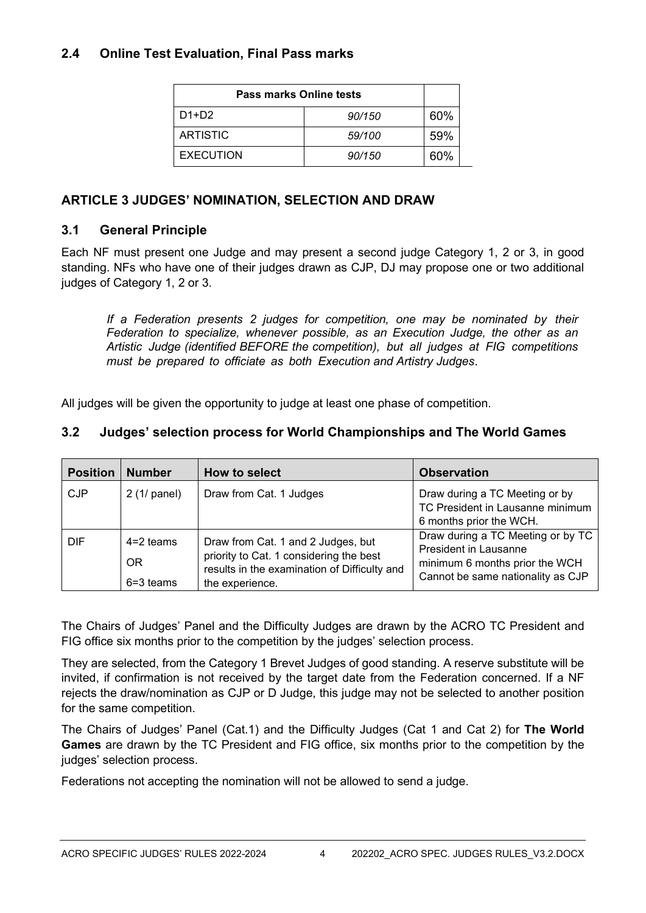### 2.4 Online Test Evaluation, Final Pass marks

| Pass marks Online tests | | |
|---|---|---|
| D1+D2 | *90/150* | 60% |
| ARTISTIC | *59/100* | 59% |
| EXECUTION | *90/150* | 60% |

## ARTICLE 3 JUDGES' NOMINATION, SELECTION AND DRAW

### 3.1 General Principle

Each NF must present one Judge and may present a second judge Category 1, 2 or 3, in good standing. NFs who have one of their judges drawn as CJP, DJ may propose one or two additional judges of Category 1, 2 or 3.

> *If a Federation presents 2 judges for competition, one may be nominated by their Federation to specialize, whenever possible, as an Execution Judge, the other as an Artistic Judge (identified BEFORE the competition), but all judges at FIG competitions must be prepared to officiate as both Execution and Artistry Judges*.

All judges will be given the opportunity to judge at least one phase of competition.

### 3.2 Judges' selection process for World Championships and The World Games

| Position | Number | How to select | Observation |
|---|---|---|---|
| CJP | 2 (1/ panel) | Draw from Cat. 1 Judges | Draw during a TC Meeting or by TC President in Lausanne minimum 6 months prior the WCH. |
| DIF | 4=2 teams<br>OR<br>6=3 teams | Draw from Cat. 1 and 2 Judges, but priority to Cat. 1 considering the best results in the examination of Difficulty and the experience. | Draw during a TC Meeting or by TC President in Lausanne minimum 6 months prior the WCH<br>Cannot be same nationality as CJP |

The Chairs of Judges' Panel and the Difficulty Judges are drawn by the ACRO TC President and FIG office six months prior to the competition by the judges' selection process.

They are selected, from the Category 1 Brevet Judges of good standing. A reserve substitute will be invited, if confirmation is not received by the target date from the Federation concerned. If a NF rejects the draw/nomination as CJP or D Judge, this judge may not be selected to another position for the same competition.

The Chairs of Judges' Panel (Cat.1) and the Difficulty Judges (Cat 1 and Cat 2) for **The World Games** are drawn by the TC President and FIG office, six months prior to the competition by the judges' selection process.

Federations not accepting the nomination will not be allowed to send a judge.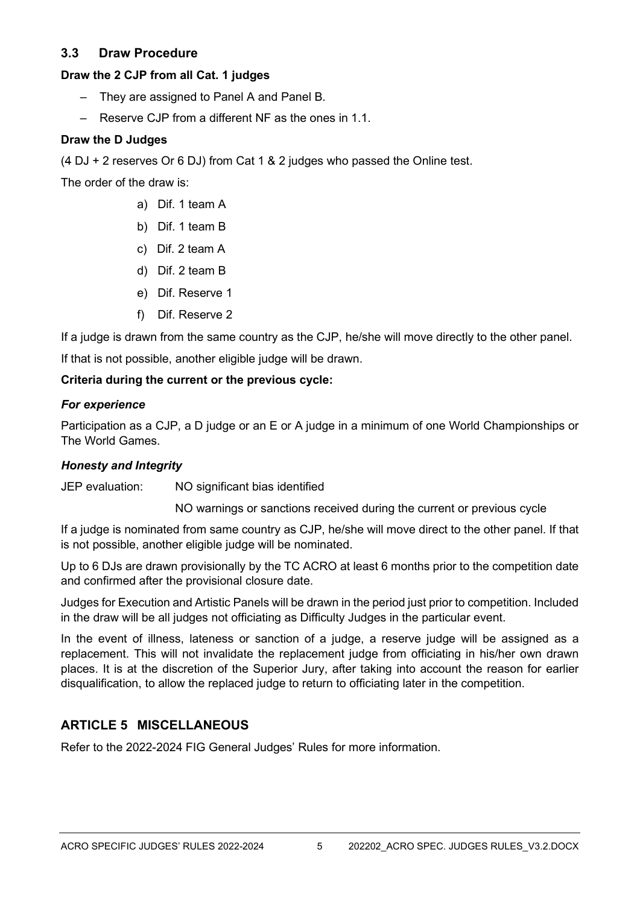### 3.3 Draw Procedure

**Draw the 2 CJP from all Cat. 1 judges**

- They are assigned to Panel A and Panel B.
- Reserve CJP from a different NF as the ones in 1.1.

**Draw the D Judges**

(4 DJ + 2 reserves Or 6 DJ) from Cat 1 & 2 judges who passed the Online test.

The order of the draw is:

a) Dif. 1 team A
b) Dif. 1 team B
c) Dif. 2 team A
d) Dif. 2 team B
e) Dif. Reserve 1
f) Dif. Reserve 2

If a judge is drawn from the same country as the CJP, he/she will move directly to the other panel.

If that is not possible, another eligible judge will be drawn.

**Criteria during the current or the previous cycle:**

***For experience***

Participation as a CJP, a D judge or an E or A judge in a minimum of one World Championships or The World Games.

***Honesty and Integrity***

JEP evaluation: NO significant bias identified

NO warnings or sanctions received during the current or previous cycle

If a judge is nominated from same country as CJP, he/she will move direct to the other panel. If that is not possible, another eligible judge will be nominated.

Up to 6 DJs are drawn provisionally by the TC ACRO at least 6 months prior to the competition date and confirmed after the provisional closure date.

Judges for Execution and Artistic Panels will be drawn in the period just prior to competition. Included in the draw will be all judges not officiating as Difficulty Judges in the particular event.

In the event of illness, lateness or sanction of a judge, a reserve judge will be assigned as a replacement. This will not invalidate the replacement judge from officiating in his/her own drawn places. It is at the discretion of the Superior Jury, after taking into account the reason for earlier disqualification, to allow the replaced judge to return to officiating later in the competition.

## ARTICLE 5 MISCELLANEOUS

Refer to the 2022-2024 FIG General Judges' Rules for more information.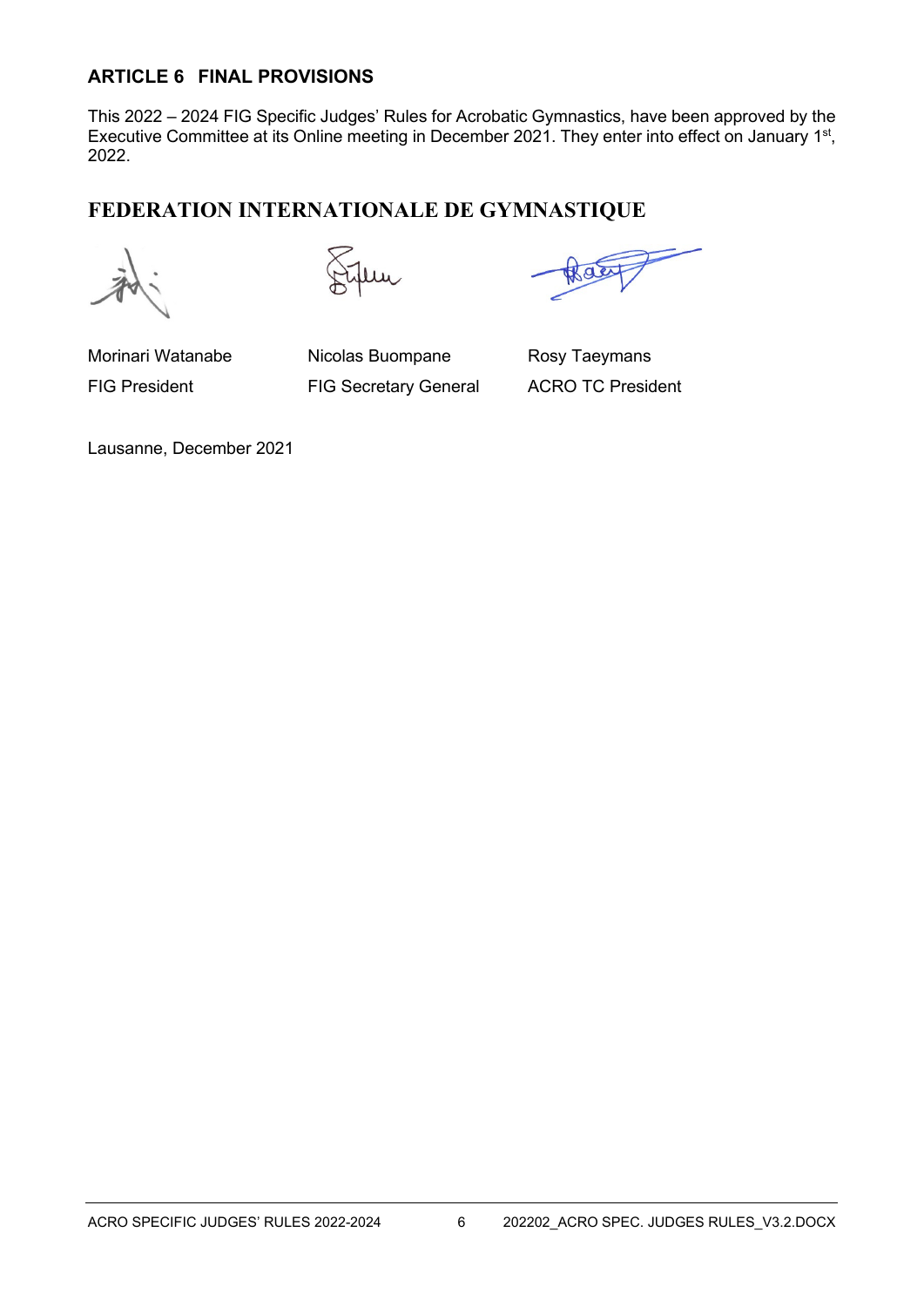## ARTICLE 6 FINAL PROVISIONS

This 2022 – 2024 FIG Specific Judges' Rules for Acrobatic Gymnastics, have been approved by the Executive Committee at its Online meeting in December 2021. They enter into effect on January 1st, 2022.

## FEDERATION INTERNATIONALE DE GYMNASTIQUE

| | | |
|---|---|---|
| Morinari Watanabe | Nicolas Buompane | Rosy Taeymans |
| FIG President | FIG Secretary General | ACRO TC President |

Lausanne, December 2021